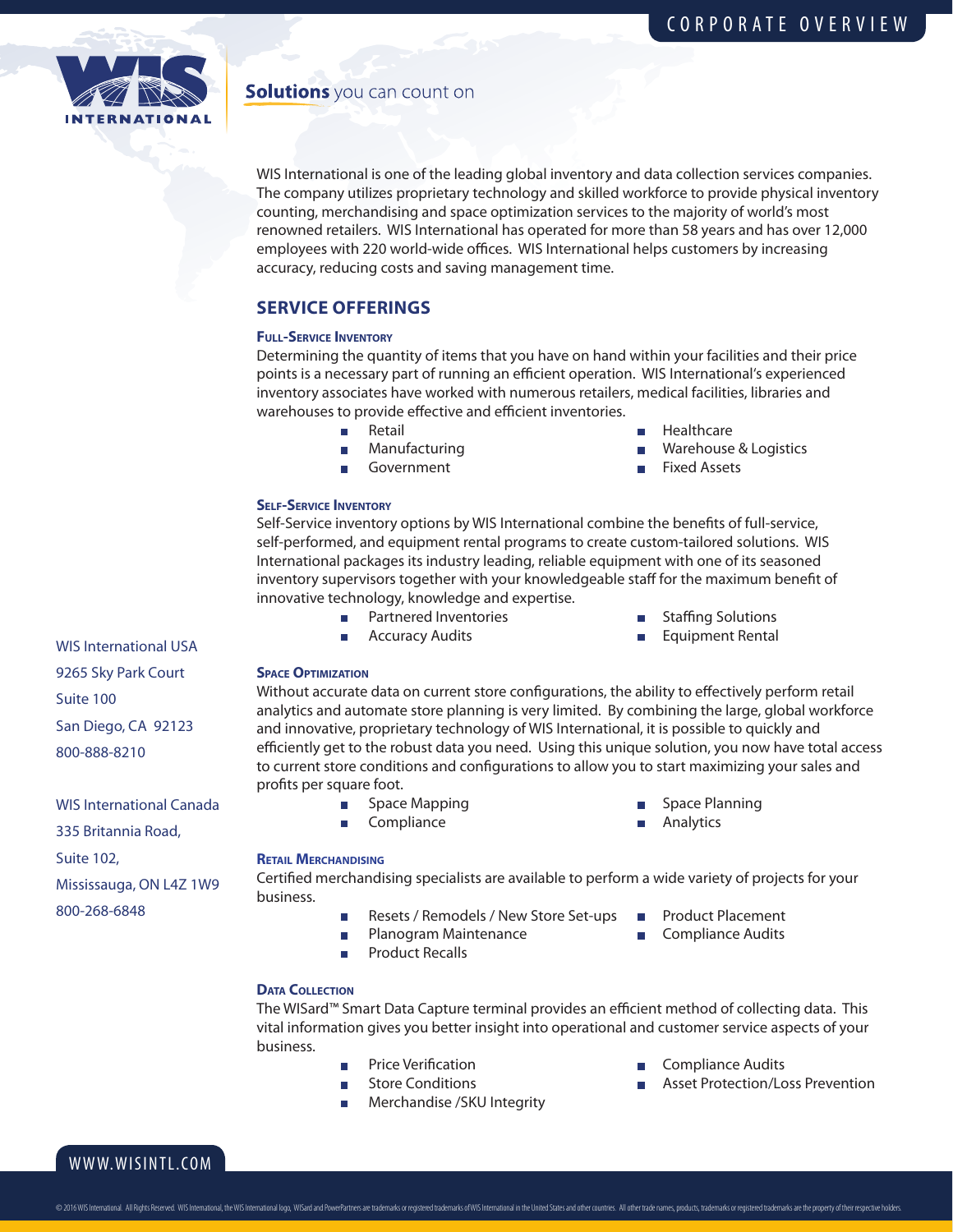CORPORATE OVERVIEW

WIS INTERNATIONAL

**Solutions** you can count on

WIS International is one of the leading global inventory and data collection services companies. The company utilizes proprietary technology and skilled workforce to provide physical inventory counting, merchandising and space optimization services to the majority of world's most renowned retailers. WIS International has operated for more than 58 years and has over 12,000 employees with 220 world-wide offices. WIS International helps customers by increasing accuracy, reducing costs and saving management time.

## SERVICE OFFERINGS

### Full-Service Inventory

Determining the quantity of items that you have on hand within your facilities and their price points is a necessary part of running an efficient operation. WIS International's experienced inventory associates have worked with numerous retailers, medical facilities, libraries and warehouses to provide effective and efficient inventories.

- Retail
- Manufacturing
- Government
- Healthcare
- Warehouse & Logistics
- Fixed Assets

### Self-Service Inventory

Self-Service inventory options by WIS International combine the benefits of full-service, self-performed, and equipment rental programs to create custom-tailored solutions. WIS International packages its industry leading, reliable equipment with one of its seasoned inventory supervisors together with your knowledgeable staff for the maximum benefit of innovative technology, knowledge and expertise.

- Partnered Inventories
- Accuracy Audits
- Staffing Solutions
- Equipment Rental

### Space Optimization

Without accurate data on current store configurations, the ability to effectively perform retail analytics and automate store planning is very limited. By combining the large, global workforce and innovative, proprietary technology of WIS International, it is possible to quickly and efficiently get to the robust data you need. Using this unique solution, you now have total access to current store conditions and configurations to allow you to start maximizing your sales and profits per square foot.

- Space Mapping
- Compliance
- Space Planning
- Analytics

### Retail Merchandising

Certified merchandising specialists are available to perform a wide variety of projects for your business.

- Resets / Remodels / New Store Set-ups
- Planogram Maintenance
- Product Recalls
- Product Placement
- Compliance Audits

### Data Collection

The WISard™ Smart Data Capture terminal provides an efficient method of collecting data. This vital information gives you better insight into operational and customer service aspects of your business.

- Price Verification
- Store Conditions
- Merchandise /SKU Integrity
- Compliance Audits
- Asset Protection/Loss Prevention

WIS International USA
9265 Sky Park Court
Suite 100
San Diego, CA 92123
800-888-8210

WIS International Canada
335 Britannia Road,
Suite 102,
Mississauga, ON L4Z 1W9
800-268-6848

WWW.WISINTL.COM

© 2016 WIS International. All Rights Reserved. WIS International, the WIS International logo, WISard and PowerPartners are trademarks or registered trademarks of WIS International in the United States and other countries. All other trade names, products, trademarks or registered trademarks are the property of their respective holders.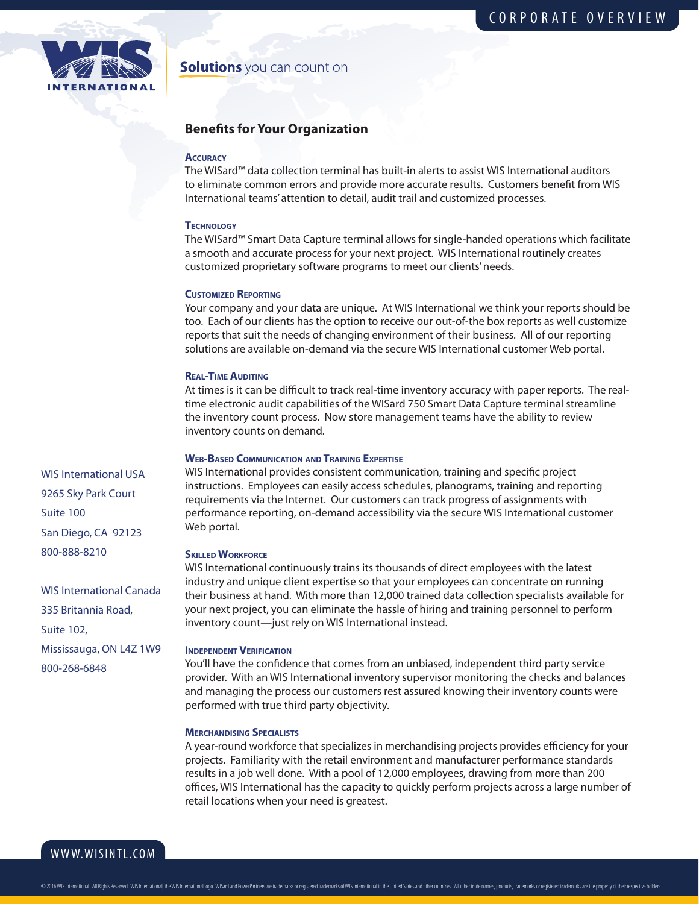CORPORATE OVERVIEW

**Solutions** you can count on

## Benefits for Your Organization

### Accuracy

The WISard™ data collection terminal has built-in alerts to assist WIS International auditors to eliminate common errors and provide more accurate results. Customers benefit from WIS International teams' attention to detail, audit trail and customized processes.

### Technology

The WISard™ Smart Data Capture terminal allows for single-handed operations which facilitate a smooth and accurate process for your next project. WIS International routinely creates customized proprietary software programs to meet our clients' needs.

### Customized Reporting

Your company and your data are unique. At WIS International we think your reports should be too. Each of our clients has the option to receive our out-of-the box reports as well customize reports that suit the needs of changing environment of their business. All of our reporting solutions are available on-demand via the secure WIS International customer Web portal.

### Real-Time Auditing

At times is it can be difficult to track real-time inventory accuracy with paper reports. The real-time electronic audit capabilities of the WISard 750 Smart Data Capture terminal streamline the inventory count process. Now store management teams have the ability to review inventory counts on demand.

### Web-Based Communication and Training Expertise

WIS International provides consistent communication, training and specific project instructions. Employees can easily access schedules, planograms, training and reporting requirements via the Internet. Our customers can track progress of assignments with performance reporting, on-demand accessibility via the secure WIS International customer Web portal.

### Skilled Workforce

WIS International continuously trains its thousands of direct employees with the latest industry and unique client expertise so that your employees can concentrate on running their business at hand. With more than 12,000 trained data collection specialists available for your next project, you can eliminate the hassle of hiring and training personnel to perform inventory count—just rely on WIS International instead.

### Independent Verification

You'll have the confidence that comes from an unbiased, independent third party service provider. With an WIS International inventory supervisor monitoring the checks and balances and managing the process our customers rest assured knowing their inventory counts were performed with true third party objectivity.

### Merchandising Specialists

A year-round workforce that specializes in merchandising projects provides efficiency for your projects. Familiarity with the retail environment and manufacturer performance standards results in a job well done. With a pool of 12,000 employees, drawing from more than 200 offices, WIS International has the capacity to quickly perform projects across a large number of retail locations when your need is greatest.

WIS International USA
9265 Sky Park Court
Suite 100
San Diego, CA 92123
800-888-8210

WIS International Canada
335 Britannia Road,
Suite 102,
Mississauga, ON L4Z 1W9
800-268-6848

WWW.WISINTL.COM

© 2016 WIS International. All Rights Reserved. WIS International, the WIS International logo, WISard and PowerPartners are trademarks or registered trademarks of WIS International in the United States and other countries. All other trade names, products, trademarks or registered trademarks are the property of their respective holders.